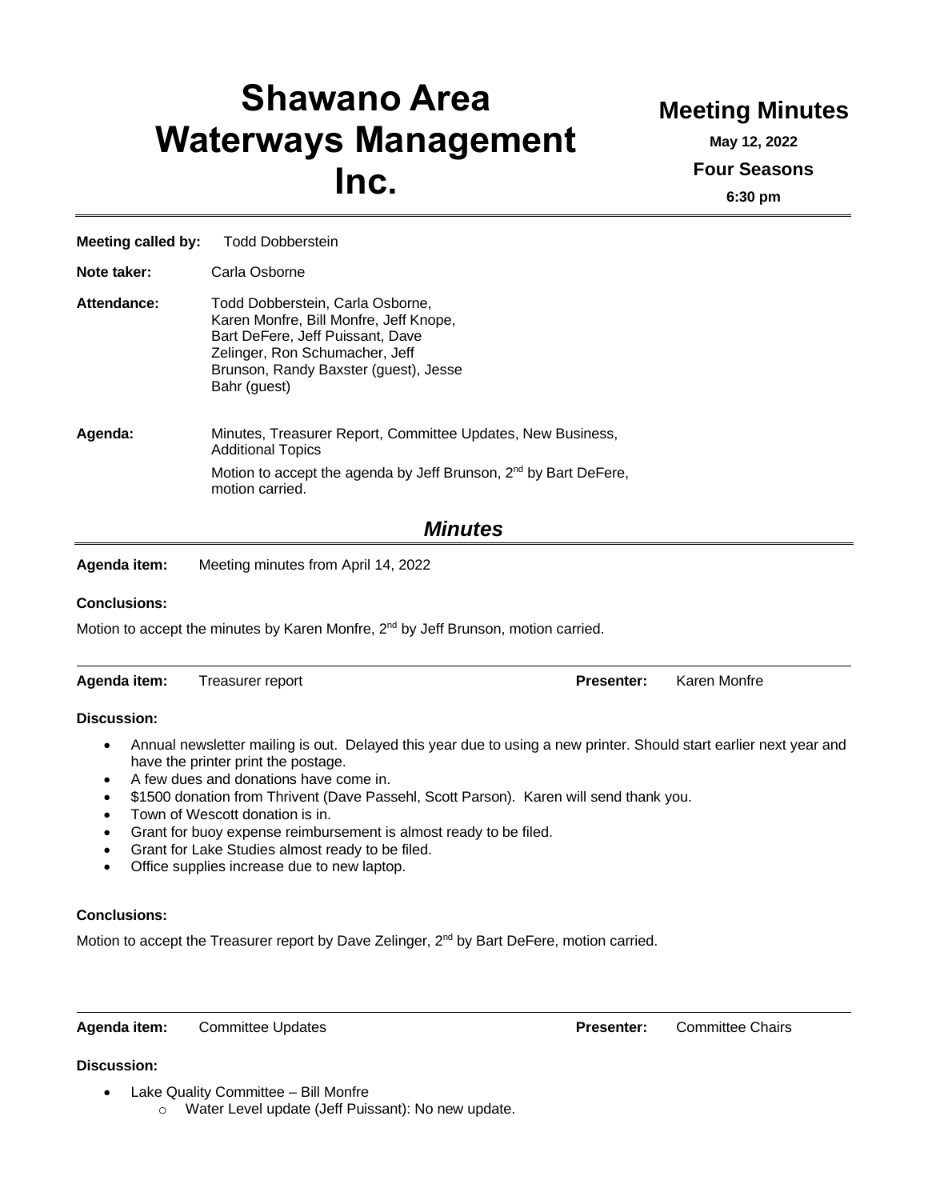# Shawano Area Waterways Management Inc.

## Meeting Minutes

**May 12, 2022**

**Four Seasons**

**6:30 pm**

**Meeting called by:** Todd Dobberstein

**Note taker:** Carla Osborne

**Attendance:** Todd Dobberstein, Carla Osborne, Karen Monfre, Bill Monfre, Jeff Knope, Bart DeFere, Jeff Puissant, Dave Zelinger, Ron Schumacher, Jeff Brunson, Randy Baxster (guest), Jesse Bahr (guest)

**Agenda:** Minutes, Treasurer Report, Committee Updates, New Business, Additional Topics

Motion to accept the agenda by Jeff Brunson, 2nd by Bart DeFere, motion carried.

## *Minutes*

**Agenda item:** Meeting minutes from April 14, 2022

**Conclusions:**

Motion to accept the minutes by Karen Monfre, 2nd by Jeff Brunson, motion carried.

---

**Agenda item:** Treasurer report **Presenter:** Karen Monfre

**Discussion:**

- Annual newsletter mailing is out. Delayed this year due to using a new printer. Should start earlier next year and have the printer print the postage.
- A few dues and donations have come in.
- $1500 donation from Thrivent (Dave Passehl, Scott Parson). Karen will send thank you.
- Town of Wescott donation is in.
- Grant for buoy expense reimbursement is almost ready to be filed.
- Grant for Lake Studies almost ready to be filed.
- Office supplies increase due to new laptop.

**Conclusions:**

Motion to accept the Treasurer report by Dave Zelinger, 2nd by Bart DeFere, motion carried.

---

**Agenda item:** Committee Updates **Presenter:** Committee Chairs

**Discussion:**

- Lake Quality Committee – Bill Monfre
  - Water Level update (Jeff Puissant): No new update.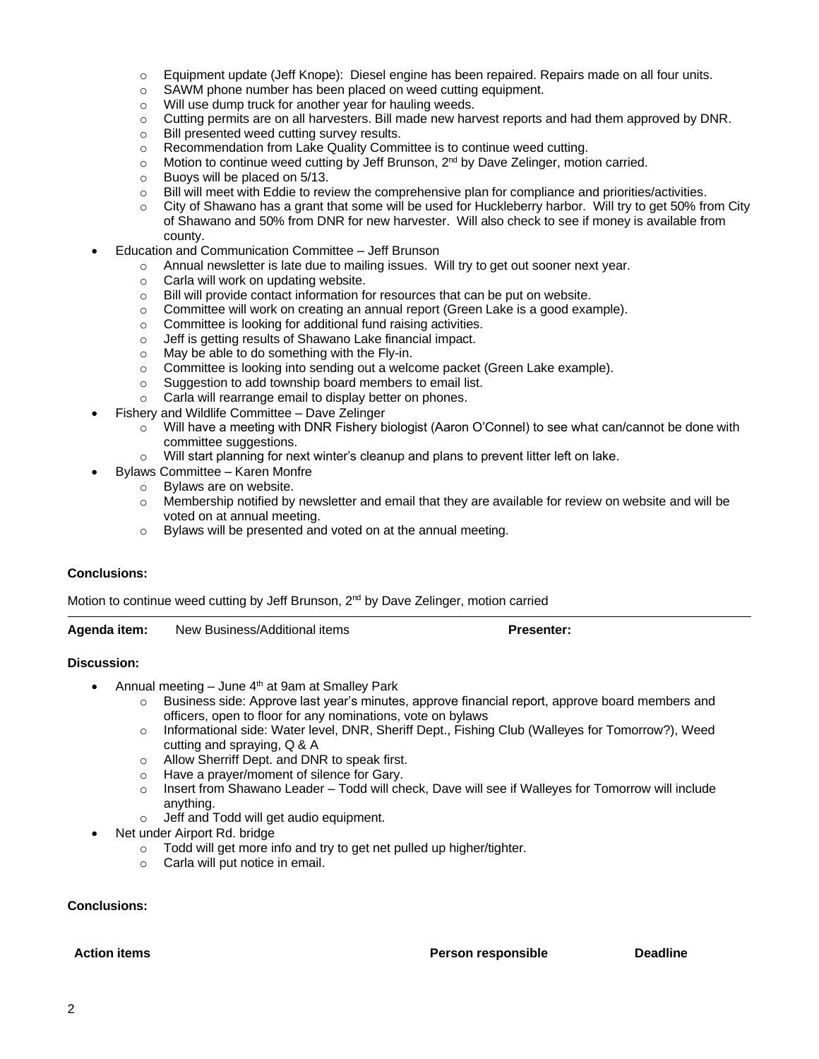- Equipment update (Jeff Knope): Diesel engine has been repaired. Repairs made on all four units.
  - SAWM phone number has been placed on weed cutting equipment.
  - Will use dump truck for another year for hauling weeds.
  - Cutting permits are on all harvesters. Bill made new harvest reports and had them approved by DNR.
  - Bill presented weed cutting survey results.
  - Recommendation from Lake Quality Committee is to continue weed cutting.
  - Motion to continue weed cutting by Jeff Brunson, 2nd by Dave Zelinger, motion carried.
  - Buoys will be placed on 5/13.
  - Bill will meet with Eddie to review the comprehensive plan for compliance and priorities/activities.
  - City of Shawano has a grant that some will be used for Huckleberry harbor. Will try to get 50% from City of Shawano and 50% from DNR for new harvester. Will also check to see if money is available from county.
- Education and Communication Committee – Jeff Brunson
  - Annual newsletter is late due to mailing issues. Will try to get out sooner next year.
  - Carla will work on updating website.
  - Bill will provide contact information for resources that can be put on website.
  - Committee will work on creating an annual report (Green Lake is a good example).
  - Committee is looking for additional fund raising activities.
  - Jeff is getting results of Shawano Lake financial impact.
  - May be able to do something with the Fly-in.
  - Committee is looking into sending out a welcome packet (Green Lake example).
  - Suggestion to add township board members to email list.
  - Carla will rearrange email to display better on phones.
- Fishery and Wildlife Committee – Dave Zelinger
  - Will have a meeting with DNR Fishery biologist (Aaron O'Connel) to see what can/cannot be done with committee suggestions.
  - Will start planning for next winter's cleanup and plans to prevent litter left on lake.
- Bylaws Committee – Karen Monfre
  - Bylaws are on website.
  - Membership notified by newsletter and email that they are available for review on website and will be voted on at annual meeting.
  - Bylaws will be presented and voted on at the annual meeting.

**Conclusions:**

Motion to continue weed cutting by Jeff Brunson, 2nd by Dave Zelinger, motion carried

---

**Agenda item:** New Business/Additional items **Presenter:**

**Discussion:**

- Annual meeting – June 4th at 9am at Smalley Park
  - Business side: Approve last year's minutes, approve financial report, approve board members and officers, open to floor for any nominations, vote on bylaws
  - Informational side: Water level, DNR, Sheriff Dept., Fishing Club (Walleyes for Tomorrow?), Weed cutting and spraying, Q & A
  - Allow Sherriff Dept. and DNR to speak first.
  - Have a prayer/moment of silence for Gary.
  - Insert from Shawano Leader – Todd will check, Dave will see if Walleyes for Tomorrow will include anything.
  - Jeff and Todd will get audio equipment.
- Net under Airport Rd. bridge
  - Todd will get more info and try to get net pulled up higher/tighter.
  - Carla will put notice in email.

**Conclusions:**

| Action items | Person responsible | Deadline |
|---|---|---|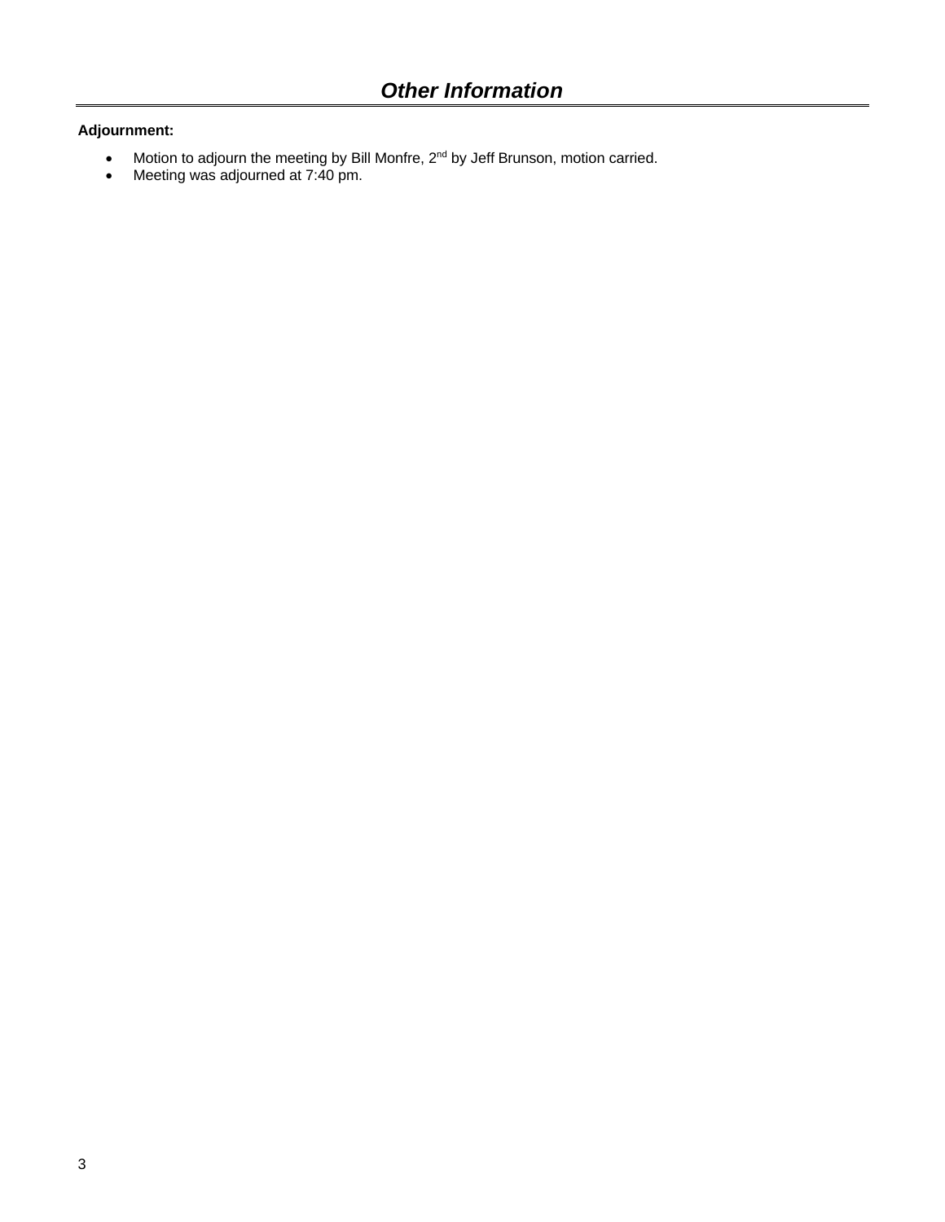## *Other Information*

**Adjournment:**

- Motion to adjourn the meeting by Bill Monfre, 2nd by Jeff Brunson, motion carried.
- Meeting was adjourned at 7:40 pm.